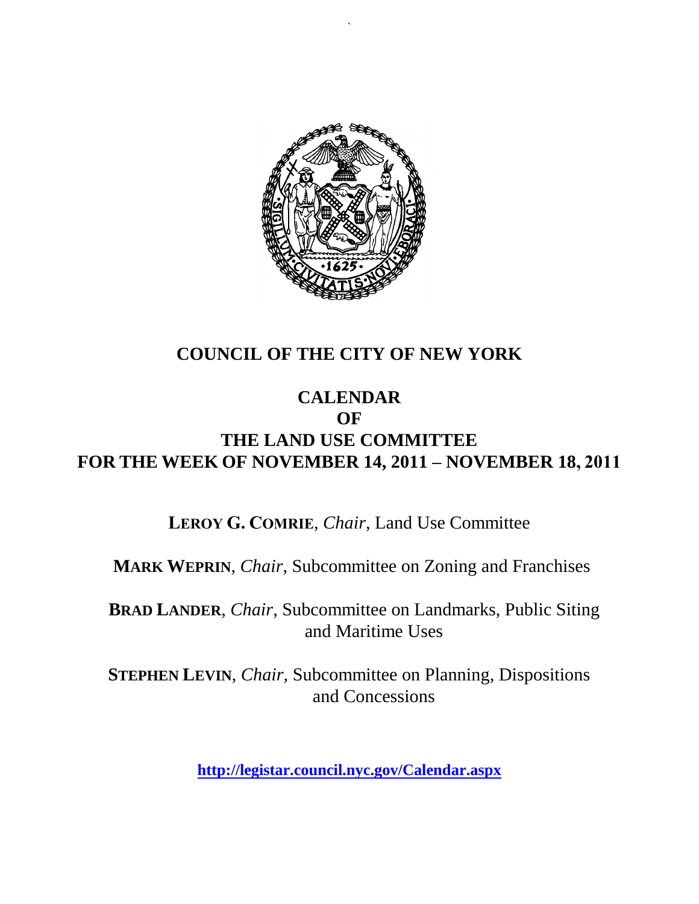# COUNCIL OF THE CITY OF NEW YORK

## CALENDAR
## OF
## THE LAND USE COMMITTEE
## FOR THE WEEK OF NOVEMBER 14, 2011 – NOVEMBER 18, 2011

**LEROY G. COMRIE**, *Chair*, Land Use Committee

**MARK WEPRIN**, *Chair*, Subcommittee on Zoning and Franchises

**BRAD LANDER**, *Chair*, Subcommittee on Landmarks, Public Siting and Maritime Uses

**STEPHEN LEVIN**, *Chair,* Subcommittee on Planning, Dispositions and Concessions

**http://legistar.council.nyc.gov/Calendar.aspx**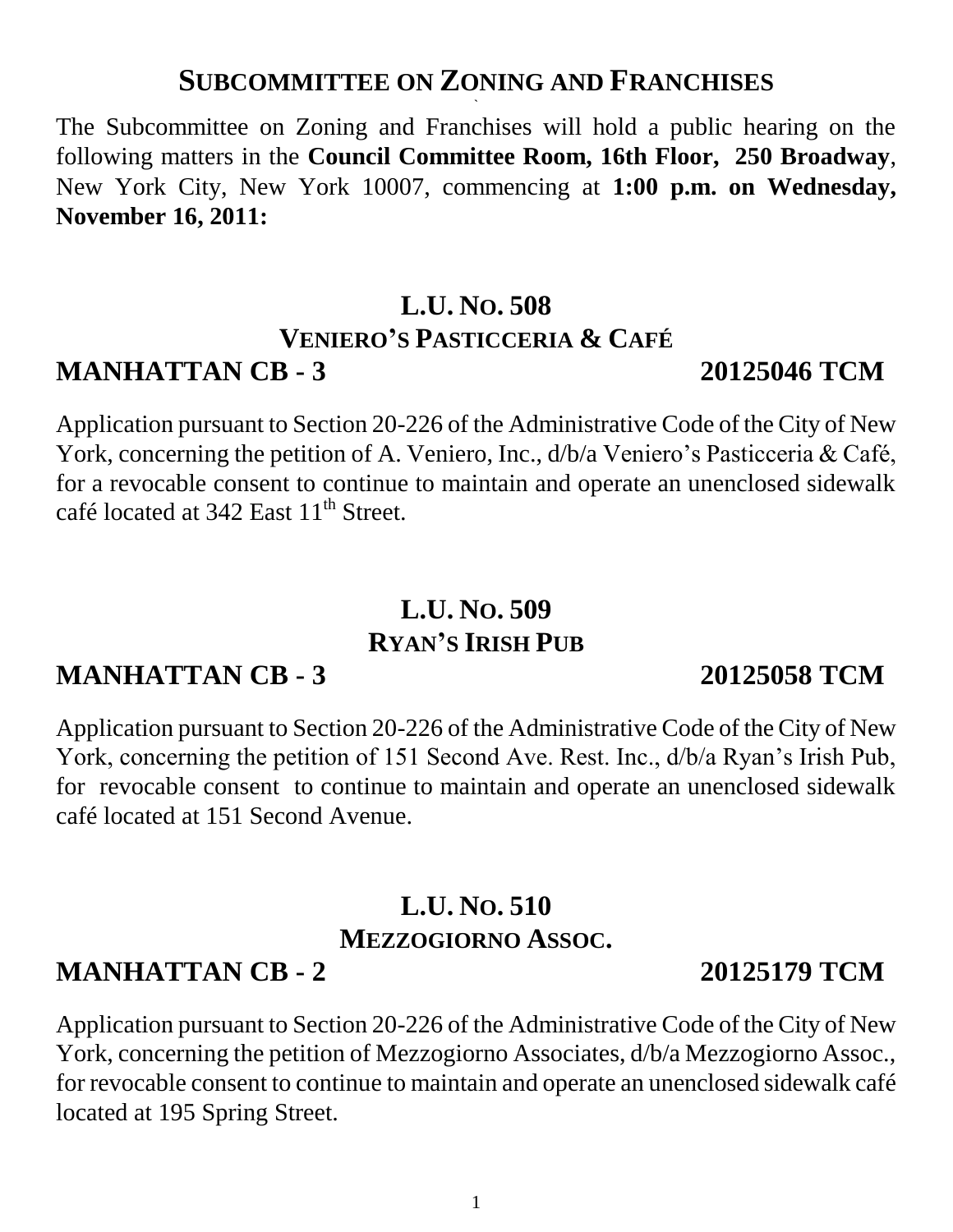# SUBCOMMITTEE ON ZONING AND FRANCHISES

The Subcommittee on Zoning and Franchises will hold a public hearing on the following matters in the **Council Committee Room, 16th Floor, 250 Broadway**, New York City, New York 10007, commencing at **1:00 p.m. on Wednesday, November 16, 2011:**

## L.U. NO. 508
### VENIERO'S PASTICCERIA & CAFÉ
### MANHATTAN CB - 3 20125046 TCM

Application pursuant to Section 20-226 of the Administrative Code of the City of New York, concerning the petition of A. Veniero, Inc., d/b/a Veniero's Pasticceria & Café, for a revocable consent to continue to maintain and operate an unenclosed sidewalk café located at 342 East 11th Street.

## L.U. NO. 509
### RYAN'S IRISH PUB
### MANHATTAN CB - 3 20125058 TCM

Application pursuant to Section 20-226 of the Administrative Code of the City of New York, concerning the petition of 151 Second Ave. Rest. Inc., d/b/a Ryan's Irish Pub, for revocable consent to continue to maintain and operate an unenclosed sidewalk café located at 151 Second Avenue.

## L.U. NO. 510
### MEZZOGIORNO ASSOC.
### MANHATTAN CB - 2 20125179 TCM

Application pursuant to Section 20-226 of the Administrative Code of the City of New York, concerning the petition of Mezzogiorno Associates, d/b/a Mezzogiorno Assoc., for revocable consent to continue to maintain and operate an unenclosed sidewalk café located at 195 Spring Street.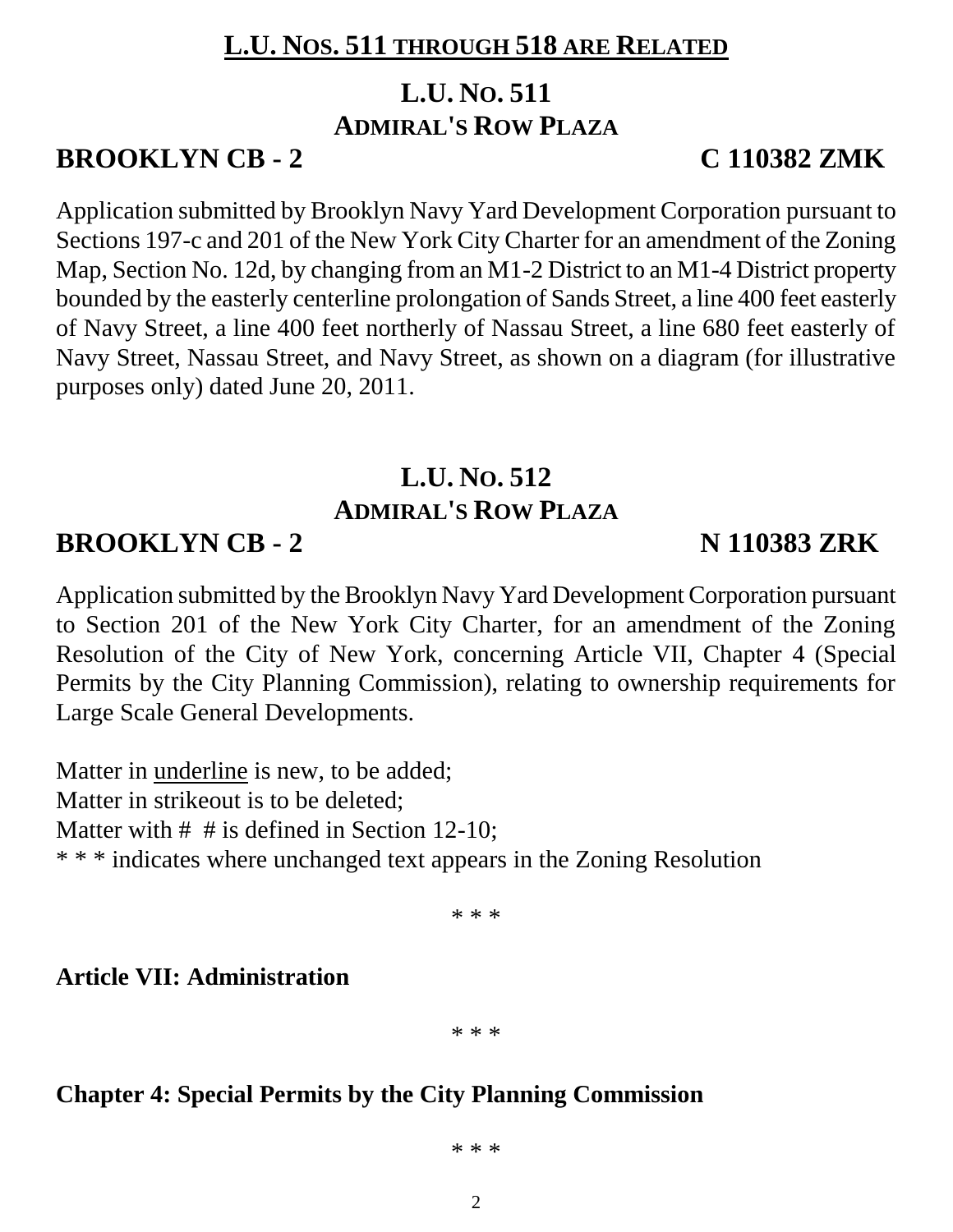## L.U. NOS. 511 THROUGH 518 ARE RELATED

## L.U. NO. 511
## ADMIRAL'S ROW PLAZA

**BROOKLYN CB - 2** **C 110382 ZMK**

Application submitted by Brooklyn Navy Yard Development Corporation pursuant to Sections 197-c and 201 of the New York City Charter for an amendment of the Zoning Map, Section No. 12d, by changing from an M1-2 District to an M1-4 District property bounded by the easterly centerline prolongation of Sands Street, a line 400 feet easterly of Navy Street, a line 400 feet northerly of Nassau Street, a line 680 feet easterly of Navy Street, Nassau Street, and Navy Street, as shown on a diagram (for illustrative purposes only) dated June 20, 2011.

## L.U. NO. 512
## ADMIRAL'S ROW PLAZA

**BROOKLYN CB - 2** **N 110383 ZRK**

Application submitted by the Brooklyn Navy Yard Development Corporation pursuant to Section 201 of the New York City Charter, for an amendment of the Zoning Resolution of the City of New York, concerning Article VII, Chapter 4 (Special Permits by the City Planning Commission), relating to ownership requirements for Large Scale General Developments.

Matter in <u>underline</u> is new, to be added;
Matter in strikeout is to be deleted;
Matter with # # is defined in Section 12-10;
* * * indicates where unchanged text appears in the Zoning Resolution

* * *

**Article VII: Administration**

* * *

**Chapter 4: Special Permits by the City Planning Commission**

* * *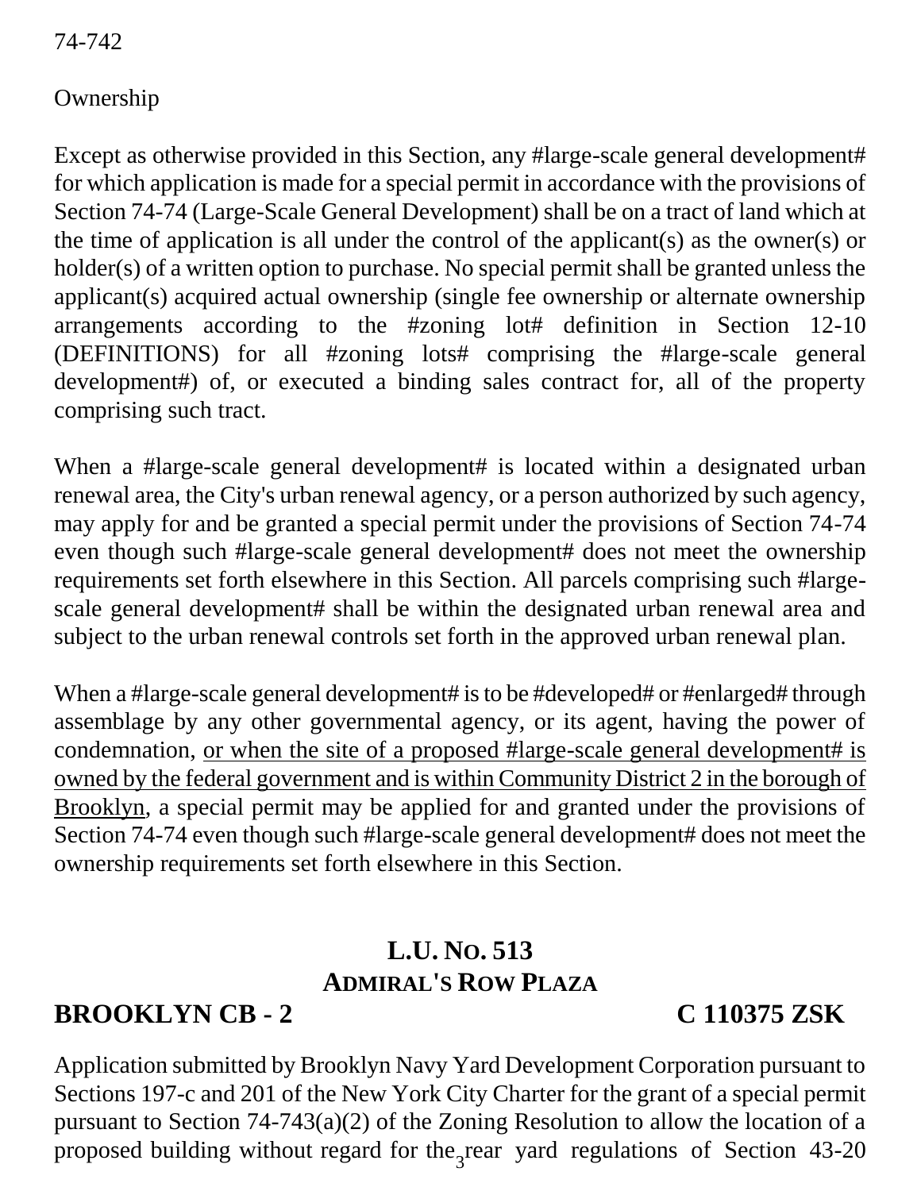74-742

Ownership

Except as otherwise provided in this Section, any #large-scale general development# for which application is made for a special permit in accordance with the provisions of Section 74-74 (Large-Scale General Development) shall be on a tract of land which at the time of application is all under the control of the applicant(s) as the owner(s) or holder(s) of a written option to purchase. No special permit shall be granted unless the applicant(s) acquired actual ownership (single fee ownership or alternate ownership arrangements according to the #zoning lot# definition in Section 12-10 (DEFINITIONS) for all #zoning lots# comprising the #large-scale general development#) of, or executed a binding sales contract for, all of the property comprising such tract.

When a #large-scale general development# is located within a designated urban renewal area, the City's urban renewal agency, or a person authorized by such agency, may apply for and be granted a special permit under the provisions of Section 74-74 even though such #large-scale general development# does not meet the ownership requirements set forth elsewhere in this Section. All parcels comprising such #large-scale general development# shall be within the designated urban renewal area and subject to the urban renewal controls set forth in the approved urban renewal plan.

When a #large-scale general development# is to be #developed# or #enlarged# through assemblage by any other governmental agency, or its agent, having the power of condemnation, <u>or when the site of a proposed #large-scale general development# is owned by the federal government and is within Community District 2 in the borough of Brooklyn</u>, a special permit may be applied for and granted under the provisions of Section 74-74 even though such #large-scale general development# does not meet the ownership requirements set forth elsewhere in this Section.

## L.U. No. 513
## Admiral's Row Plaza

**BROOKLYN CB - 2** **C 110375 ZSK**

Application submitted by Brooklyn Navy Yard Development Corporation pursuant to Sections 197-c and 201 of the New York City Charter for the grant of a special permit pursuant to Section 74-743(a)(2) of the Zoning Resolution to allow the location of a proposed building without regard for the rear yard regulations of Section 43-20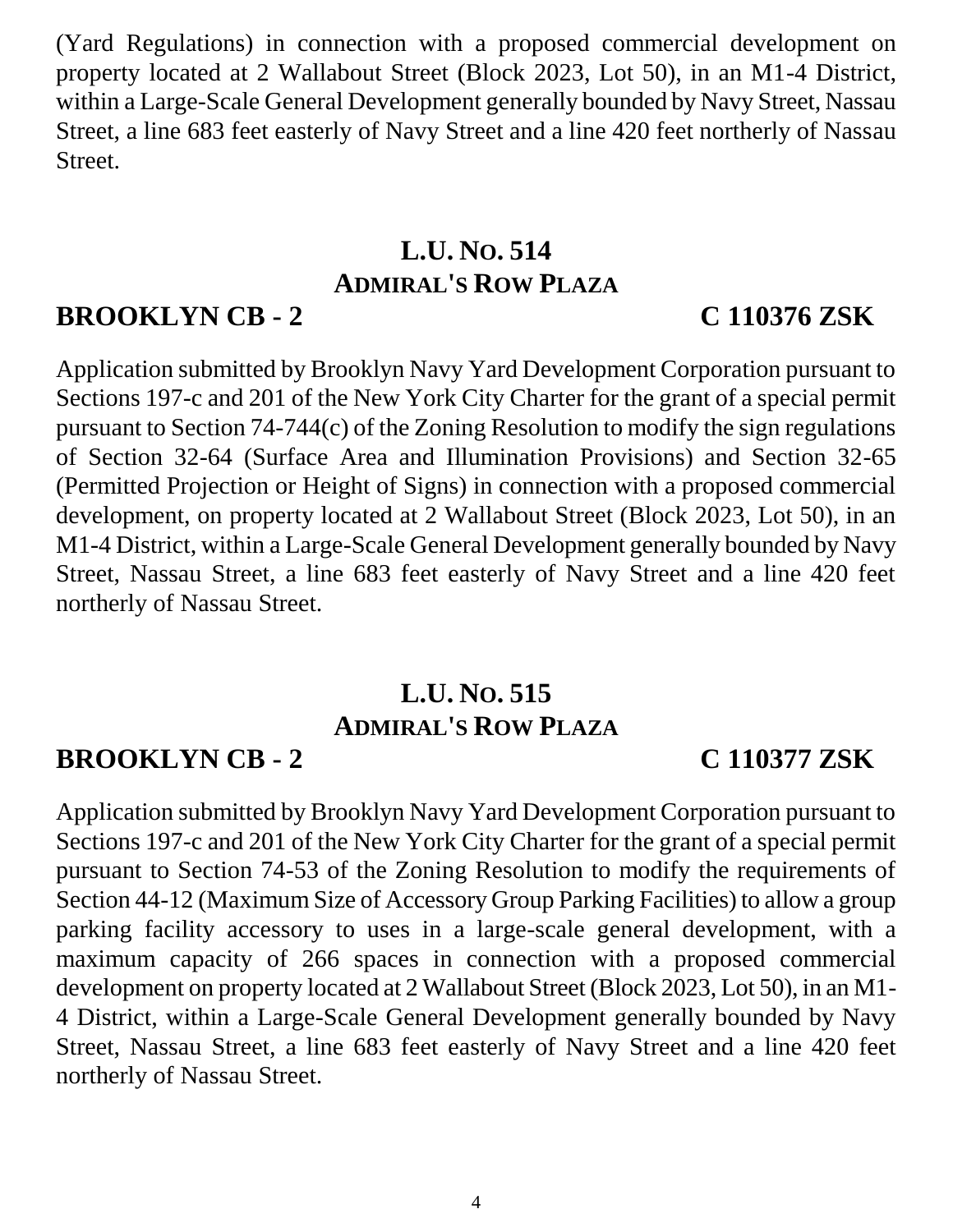(Yard Regulations) in connection with a proposed commercial development on property located at 2 Wallabout Street (Block 2023, Lot 50), in an M1-4 District, within a Large-Scale General Development generally bounded by Navy Street, Nassau Street, a line 683 feet easterly of Navy Street and a line 420 feet northerly of Nassau Street.

## L.U. No. 514
## Admiral's Row Plaza

**BROOKLYN CB - 2** **C 110376 ZSK**

Application submitted by Brooklyn Navy Yard Development Corporation pursuant to Sections 197-c and 201 of the New York City Charter for the grant of a special permit pursuant to Section 74-744(c) of the Zoning Resolution to modify the sign regulations of Section 32-64 (Surface Area and Illumination Provisions) and Section 32-65 (Permitted Projection or Height of Signs) in connection with a proposed commercial development, on property located at 2 Wallabout Street (Block 2023, Lot 50), in an M1-4 District, within a Large-Scale General Development generally bounded by Navy Street, Nassau Street, a line 683 feet easterly of Navy Street and a line 420 feet northerly of Nassau Street.

## L.U. No. 515
## Admiral's Row Plaza

**BROOKLYN CB - 2** **C 110377 ZSK**

Application submitted by Brooklyn Navy Yard Development Corporation pursuant to Sections 197-c and 201 of the New York City Charter for the grant of a special permit pursuant to Section 74-53 of the Zoning Resolution to modify the requirements of Section 44-12 (Maximum Size of Accessory Group Parking Facilities) to allow a group parking facility accessory to uses in a large-scale general development, with a maximum capacity of 266 spaces in connection with a proposed commercial development on property located at 2 Wallabout Street (Block 2023, Lot 50), in an M1-4 District, within a Large-Scale General Development generally bounded by Navy Street, Nassau Street, a line 683 feet easterly of Navy Street and a line 420 feet northerly of Nassau Street.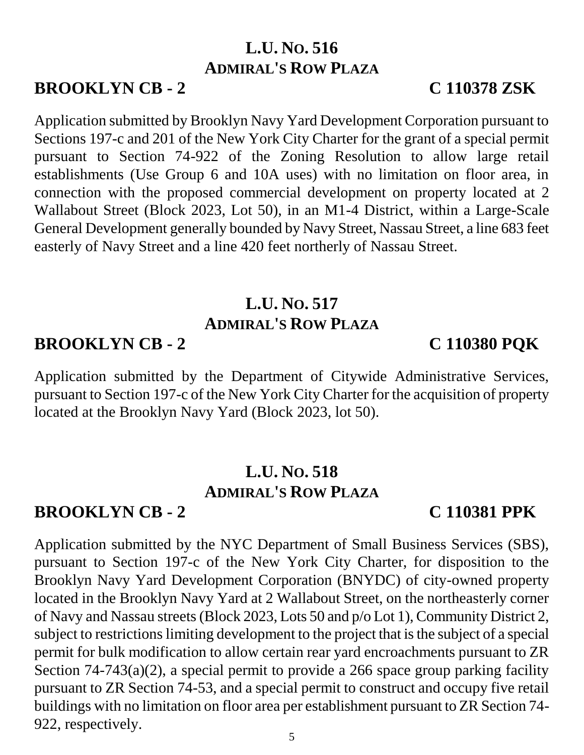## L.U. No. 516
## Admiral's Row Plaza

**BROOKLYN CB - 2** **C 110378 ZSK**

Application submitted by Brooklyn Navy Yard Development Corporation pursuant to Sections 197-c and 201 of the New York City Charter for the grant of a special permit pursuant to Section 74-922 of the Zoning Resolution to allow large retail establishments (Use Group 6 and 10A uses) with no limitation on floor area, in connection with the proposed commercial development on property located at 2 Wallabout Street (Block 2023, Lot 50), in an M1-4 District, within a Large-Scale General Development generally bounded by Navy Street, Nassau Street, a line 683 feet easterly of Navy Street and a line 420 feet northerly of Nassau Street.

## L.U. No. 517
## Admiral's Row Plaza

**BROOKLYN CB - 2** **C 110380 PQK**

Application submitted by the Department of Citywide Administrative Services, pursuant to Section 197-c of the New York City Charter for the acquisition of property located at the Brooklyn Navy Yard (Block 2023, lot 50).

## L.U. No. 518
## Admiral's Row Plaza

**BROOKLYN CB - 2** **C 110381 PPK**

Application submitted by the NYC Department of Small Business Services (SBS), pursuant to Section 197-c of the New York City Charter, for disposition to the Brooklyn Navy Yard Development Corporation (BNYDC) of city-owned property located in the Brooklyn Navy Yard at 2 Wallabout Street, on the northeasterly corner of Navy and Nassau streets (Block 2023, Lots 50 and p/o Lot 1), Community District 2, subject to restrictions limiting development to the project that is the subject of a special permit for bulk modification to allow certain rear yard encroachments pursuant to ZR Section 74-743(a)(2), a special permit to provide a 266 space group parking facility pursuant to ZR Section 74-53, and a special permit to construct and occupy five retail buildings with no limitation on floor area per establishment pursuant to ZR Section 74-922, respectively.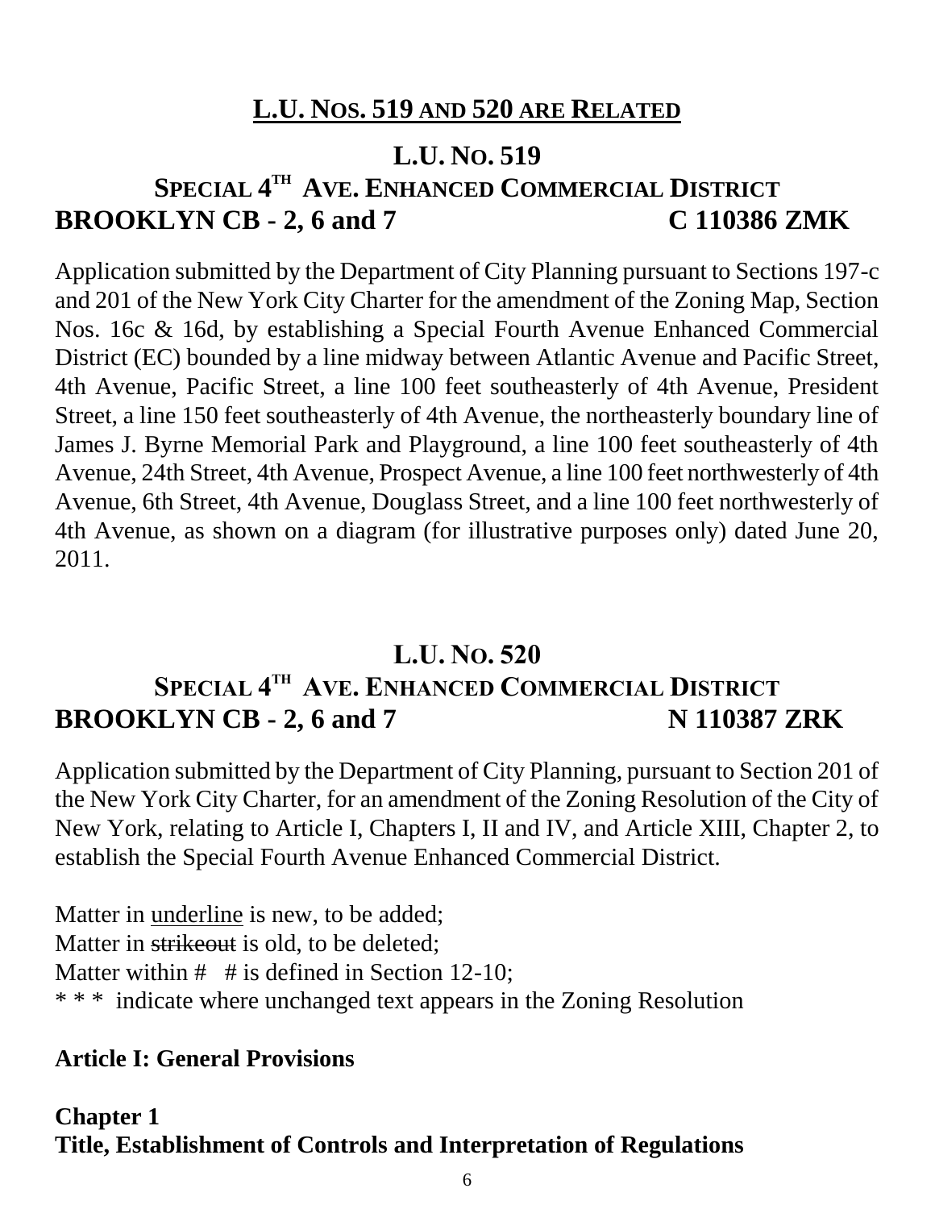## L.U. NOS. 519 AND 520 ARE RELATED

## L.U. NO. 519

## SPECIAL 4TH AVE. ENHANCED COMMERCIAL DISTRICT

**BROOKLYN CB - 2, 6 and 7 C 110386 ZMK**

Application submitted by the Department of City Planning pursuant to Sections 197-c and 201 of the New York City Charter for the amendment of the Zoning Map, Section Nos. 16c & 16d, by establishing a Special Fourth Avenue Enhanced Commercial District (EC) bounded by a line midway between Atlantic Avenue and Pacific Street, 4th Avenue, Pacific Street, a line 100 feet southeasterly of 4th Avenue, President Street, a line 150 feet southeasterly of 4th Avenue, the northeasterly boundary line of James J. Byrne Memorial Park and Playground, a line 100 feet southeasterly of 4th Avenue, 24th Street, 4th Avenue, Prospect Avenue, a line 100 feet northwesterly of 4th Avenue, 6th Street, 4th Avenue, Douglass Street, and a line 100 feet northwesterly of 4th Avenue, as shown on a diagram (for illustrative purposes only) dated June 20, 2011.

## L.U. NO. 520

## SPECIAL 4TH AVE. ENHANCED COMMERCIAL DISTRICT

**BROOKLYN CB - 2, 6 and 7 N 110387 ZRK**

Application submitted by the Department of City Planning, pursuant to Section 201 of the New York City Charter, for an amendment of the Zoning Resolution of the City of New York, relating to Article I, Chapters I, II and IV, and Article XIII, Chapter 2, to establish the Special Fourth Avenue Enhanced Commercial District.

Matter in <u>underline</u> is new, to be added;
Matter in ~~strikeout~~ is old, to be deleted;
Matter within # # is defined in Section 12-10;
* * * indicate where unchanged text appears in the Zoning Resolution

**Article I: General Provisions**

**Chapter 1**
**Title, Establishment of Controls and Interpretation of Regulations**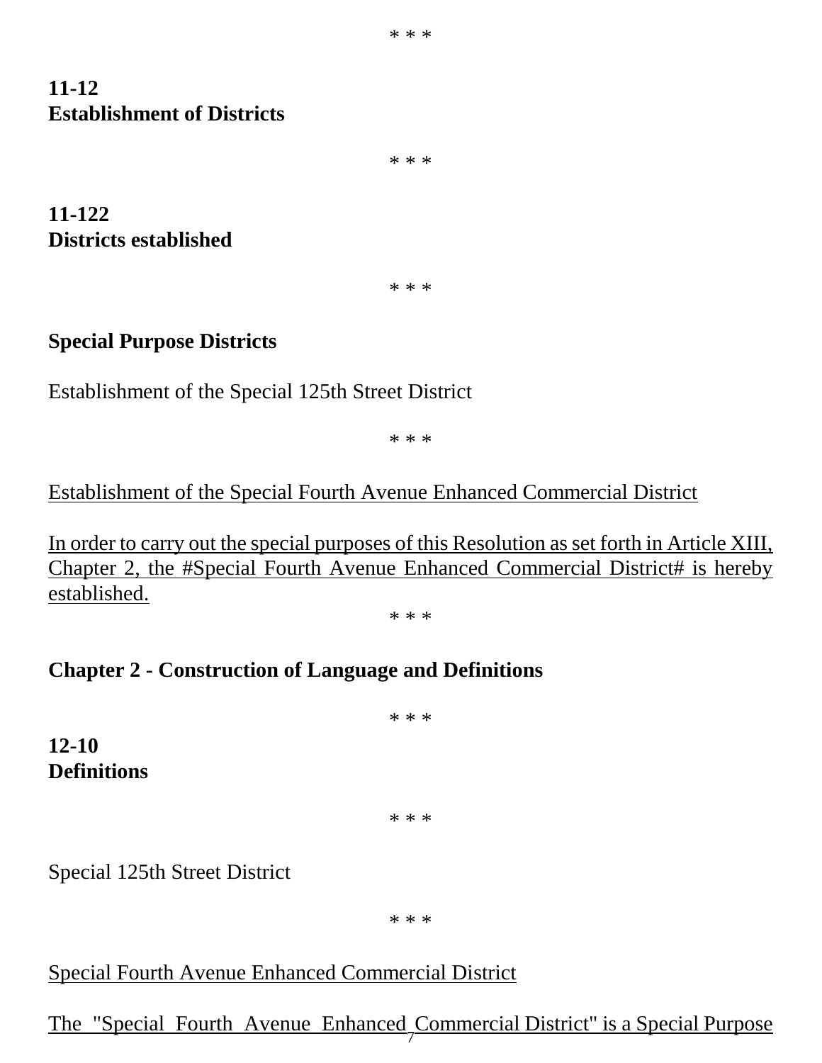\* \* \*

**11-12**
**Establishment of Districts**

\* \* \*

**11-122**
**Districts established**

\* \* \*

**Special Purpose Districts**

Establishment of the Special 125th Street District

\* \* \*

<u>Establishment of the Special Fourth Avenue Enhanced Commercial District</u>

<u>In order to carry out the special purposes of this Resolution as set forth in Article XIII, Chapter 2, the #Special Fourth Avenue Enhanced Commercial District# is hereby established.</u>

\* \* \*

**Chapter 2 - Construction of Language and Definitions**

\* \* \*

**12-10**
**Definitions**

\* \* \*

Special 125th Street District

\* \* \*

<u>Special Fourth Avenue Enhanced Commercial District</u>

<u>The "Special Fourth Avenue Enhanced Commercial District" is a Special Purpose</u>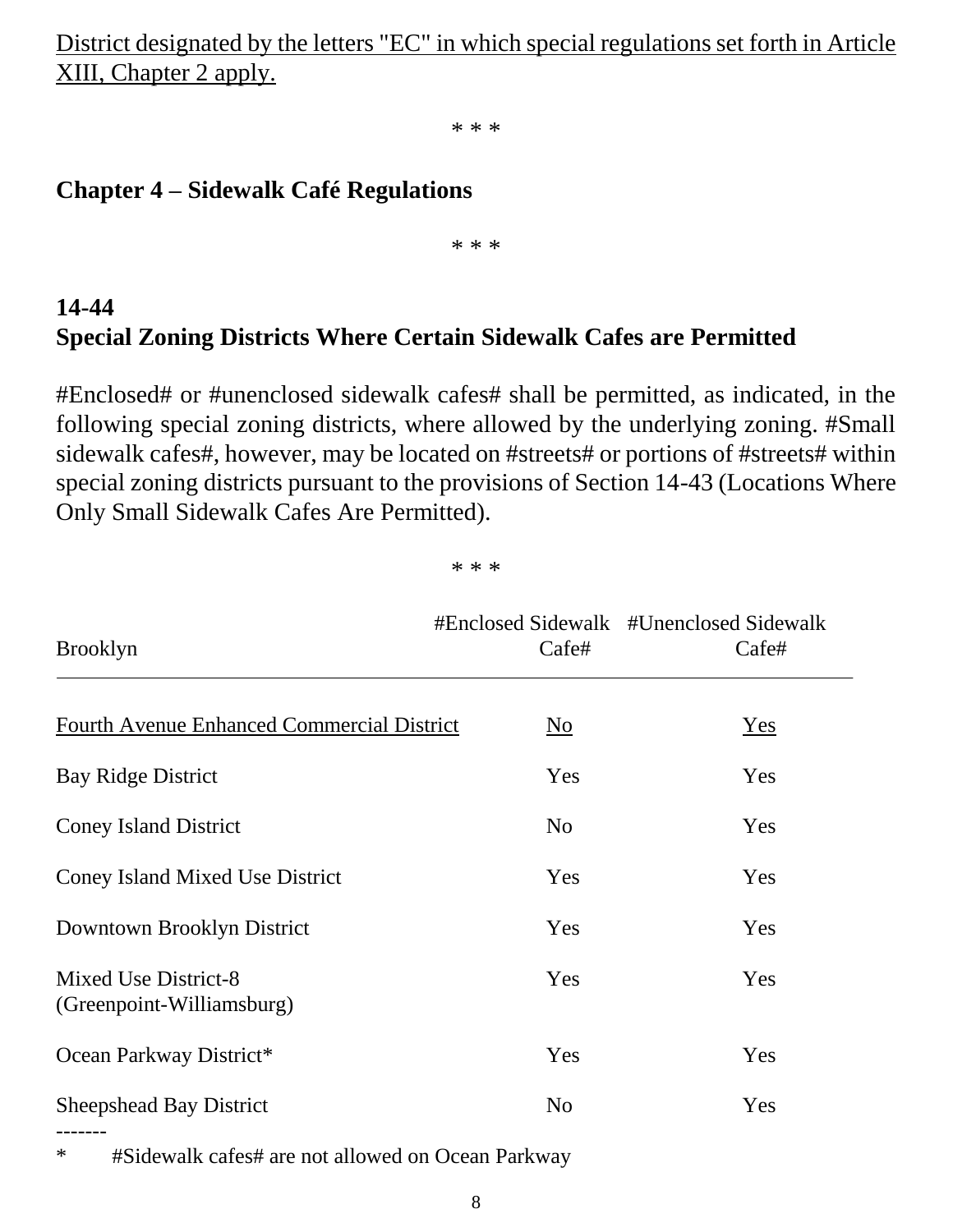<u>District designated by the letters "EC" in which special regulations set forth in Article XIII, Chapter 2 apply.</u>

\* \* \*

**Chapter 4 – Sidewalk Café Regulations**

\* \* \*

**14-44**
**Special Zoning Districts Where Certain Sidewalk Cafes are Permitted**

#Enclosed# or #unenclosed sidewalk cafes# shall be permitted, as indicated, in the following special zoning districts, where allowed by the underlying zoning. #Small sidewalk cafes#, however, may be located on #streets# or portions of #streets# within special zoning districts pursuant to the provisions of Section 14-43 (Locations Where Only Small Sidewalk Cafes Are Permitted).

\* \* \*

| Brooklyn | #Enclosed Sidewalk Cafe# | #Unenclosed Sidewalk Cafe# |
|---|---|---|
| <u>Fourth Avenue Enhanced Commercial District</u> | <u>No</u> | <u>Yes</u> |
| Bay Ridge District | Yes | Yes |
| Coney Island District | No | Yes |
| Coney Island Mixed Use District | Yes | Yes |
| Downtown Brooklyn District | Yes | Yes |
| Mixed Use District-8 (Greenpoint-Williamsburg) | Yes | Yes |
| Ocean Parkway District* | Yes | Yes |
| Sheepshead Bay District | No | Yes |

-------

\* #Sidewalk cafes# are not allowed on Ocean Parkway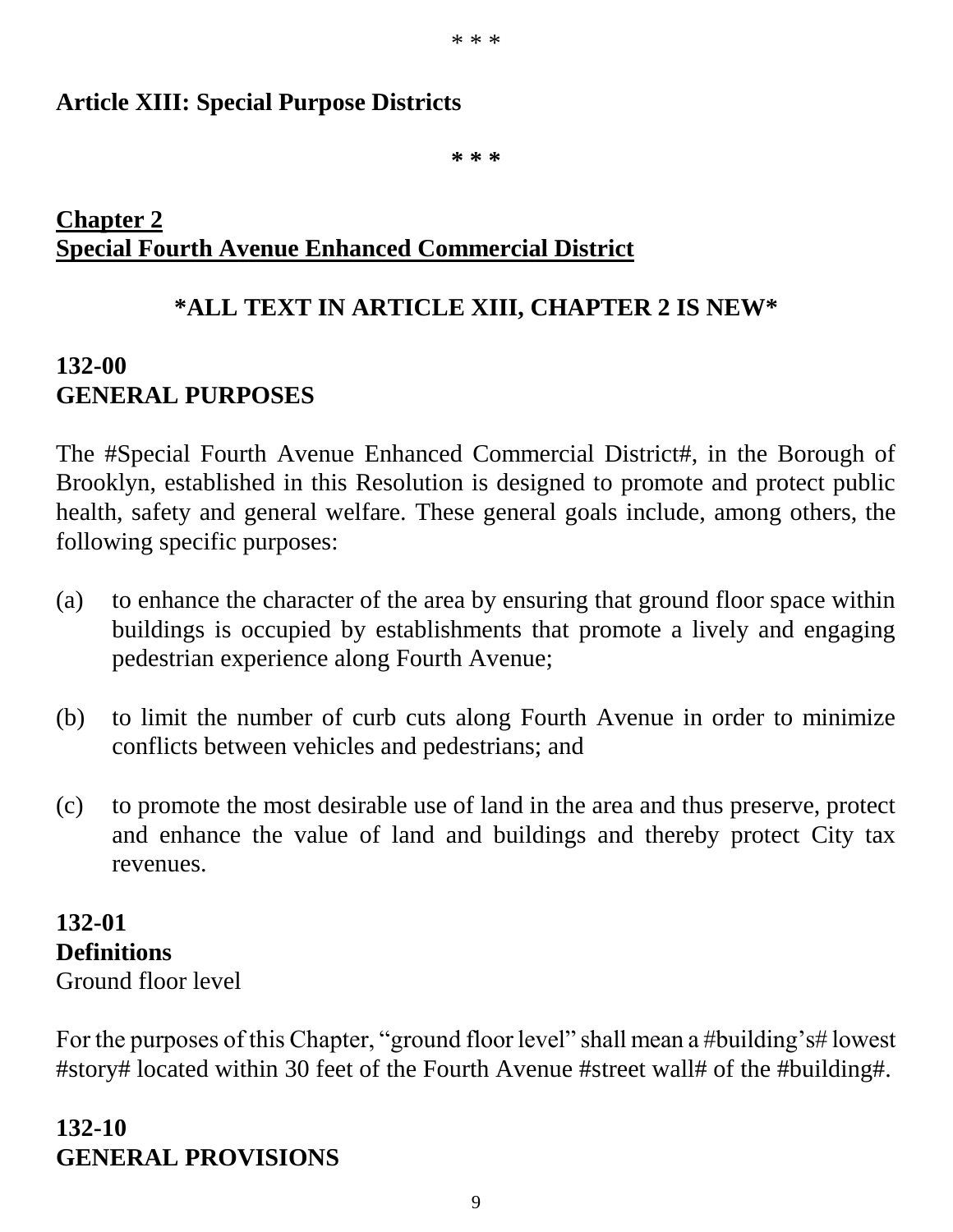\* \* \*

**Article XIII: Special Purpose Districts**

**\* \* \***

## <u>Chapter 2</u>
## <u>Special Fourth Avenue Enhanced Commercial District</u>

**\*ALL TEXT IN ARTICLE XIII, CHAPTER 2 IS NEW\***

### 132-00
### GENERAL PURPOSES

The #Special Fourth Avenue Enhanced Commercial District#, in the Borough of Brooklyn, established in this Resolution is designed to promote and protect public health, safety and general welfare. These general goals include, among others, the following specific purposes:

(a) to enhance the character of the area by ensuring that ground floor space within buildings is occupied by establishments that promote a lively and engaging pedestrian experience along Fourth Avenue;

(b) to limit the number of curb cuts along Fourth Avenue in order to minimize conflicts between vehicles and pedestrians; and

(c) to promote the most desirable use of land in the area and thus preserve, protect and enhance the value of land and buildings and thereby protect City tax revenues.

### 132-01
### Definitions

Ground floor level

For the purposes of this Chapter, "ground floor level" shall mean a #building's# lowest #story# located within 30 feet of the Fourth Avenue #street wall# of the #building#.

### 132-10
### GENERAL PROVISIONS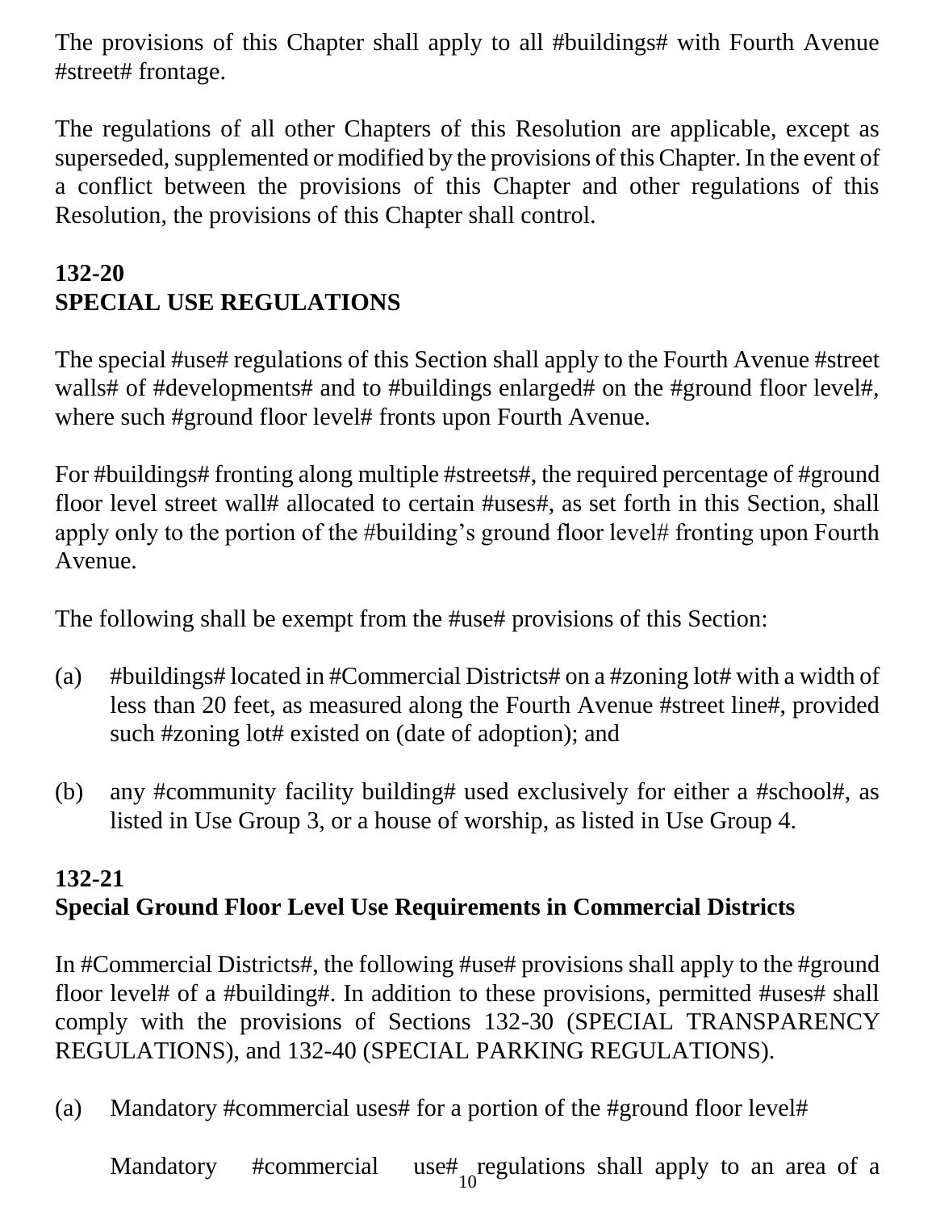The provisions of this Chapter shall apply to all #buildings# with Fourth Avenue #street# frontage.

The regulations of all other Chapters of this Resolution are applicable, except as superseded, supplemented or modified by the provisions of this Chapter. In the event of a conflict between the provisions of this Chapter and other regulations of this Resolution, the provisions of this Chapter shall control.

## 132-20
## SPECIAL USE REGULATIONS

The special #use# regulations of this Section shall apply to the Fourth Avenue #street walls# of #developments# and to #buildings enlarged# on the #ground floor level#, where such #ground floor level# fronts upon Fourth Avenue.

For #buildings# fronting along multiple #streets#, the required percentage of #ground floor level street wall# allocated to certain #uses#, as set forth in this Section, shall apply only to the portion of the #building's ground floor level# fronting upon Fourth Avenue.

The following shall be exempt from the #use# provisions of this Section:

(a) #buildings# located in #Commercial Districts# on a #zoning lot# with a width of less than 20 feet, as measured along the Fourth Avenue #street line#, provided such #zoning lot# existed on (date of adoption); and

(b) any #community facility building# used exclusively for either a #school#, as listed in Use Group 3, or a house of worship, as listed in Use Group 4.

### 132-21
### Special Ground Floor Level Use Requirements in Commercial Districts

In #Commercial Districts#, the following #use# provisions shall apply to the #ground floor level# of a #building#. In addition to these provisions, permitted #uses# shall comply with the provisions of Sections 132-30 (SPECIAL TRANSPARENCY REGULATIONS), and 132-40 (SPECIAL PARKING REGULATIONS).

(a) Mandatory #commercial uses# for a portion of the #ground floor level#

Mandatory #commercial use# regulations shall apply to an area of a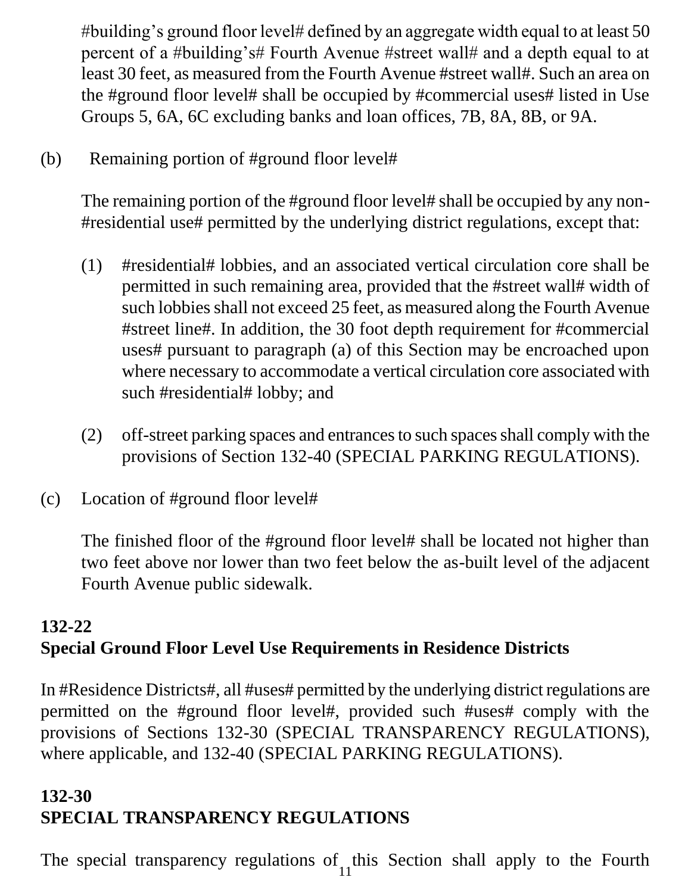#building's ground floor level# defined by an aggregate width equal to at least 50 percent of a #building's# Fourth Avenue #street wall# and a depth equal to at least 30 feet, as measured from the Fourth Avenue #street wall#. Such an area on the #ground floor level# shall be occupied by #commercial uses# listed in Use Groups 5, 6A, 6C excluding banks and loan offices, 7B, 8A, 8B, or 9A.

(b) Remaining portion of #ground floor level#

The remaining portion of the #ground floor level# shall be occupied by any non-#residential use# permitted by the underlying district regulations, except that:

(1) #residential# lobbies, and an associated vertical circulation core shall be permitted in such remaining area, provided that the #street wall# width of such lobbies shall not exceed 25 feet, as measured along the Fourth Avenue #street line#. In addition, the 30 foot depth requirement for #commercial uses# pursuant to paragraph (a) of this Section may be encroached upon where necessary to accommodate a vertical circulation core associated with such #residential# lobby; and

(2) off-street parking spaces and entrances to such spaces shall comply with the provisions of Section 132-40 (SPECIAL PARKING REGULATIONS).

(c) Location of #ground floor level#

The finished floor of the #ground floor level# shall be located not higher than two feet above nor lower than two feet below the as-built level of the adjacent Fourth Avenue public sidewalk.

**132-22**
**Special Ground Floor Level Use Requirements in Residence Districts**

In #Residence Districts#, all #uses# permitted by the underlying district regulations are permitted on the #ground floor level#, provided such #uses# comply with the provisions of Sections 132-30 (SPECIAL TRANSPARENCY REGULATIONS), where applicable, and 132-40 (SPECIAL PARKING REGULATIONS).

**132-30**
**SPECIAL TRANSPARENCY REGULATIONS**

The special transparency regulations of this Section shall apply to the Fourth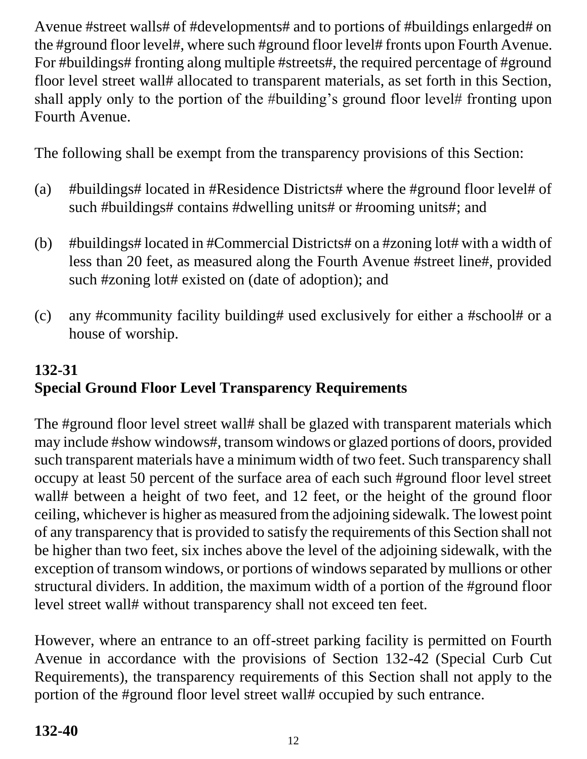Avenue #street walls# of #developments# and to portions of #buildings enlarged# on the #ground floor level#, where such #ground floor level# fronts upon Fourth Avenue. For #buildings# fronting along multiple #streets#, the required percentage of #ground floor level street wall# allocated to transparent materials, as set forth in this Section, shall apply only to the portion of the #building's ground floor level# fronting upon Fourth Avenue.

The following shall be exempt from the transparency provisions of this Section:

(a) #buildings# located in #Residence Districts# where the #ground floor level# of such #buildings# contains #dwelling units# or #rooming units#; and

(b) #buildings# located in #Commercial Districts# on a #zoning lot# with a width of less than 20 feet, as measured along the Fourth Avenue #street line#, provided such #zoning lot# existed on (date of adoption); and

(c) any #community facility building# used exclusively for either a #school# or a house of worship.

**132-31**
**Special Ground Floor Level Transparency Requirements**

The #ground floor level street wall# shall be glazed with transparent materials which may include #show windows#, transom windows or glazed portions of doors, provided such transparent materials have a minimum width of two feet. Such transparency shall occupy at least 50 percent of the surface area of each such #ground floor level street wall# between a height of two feet, and 12 feet, or the height of the ground floor ceiling, whichever is higher as measured from the adjoining sidewalk. The lowest point of any transparency that is provided to satisfy the requirements of this Section shall not be higher than two feet, six inches above the level of the adjoining sidewalk, with the exception of transom windows, or portions of windows separated by mullions or other structural dividers. In addition, the maximum width of a portion of the #ground floor level street wall# without transparency shall not exceed ten feet.

However, where an entrance to an off-street parking facility is permitted on Fourth Avenue in accordance with the provisions of Section 132-42 (Special Curb Cut Requirements), the transparency requirements of this Section shall not apply to the portion of the #ground floor level street wall# occupied by such entrance.

**132-40**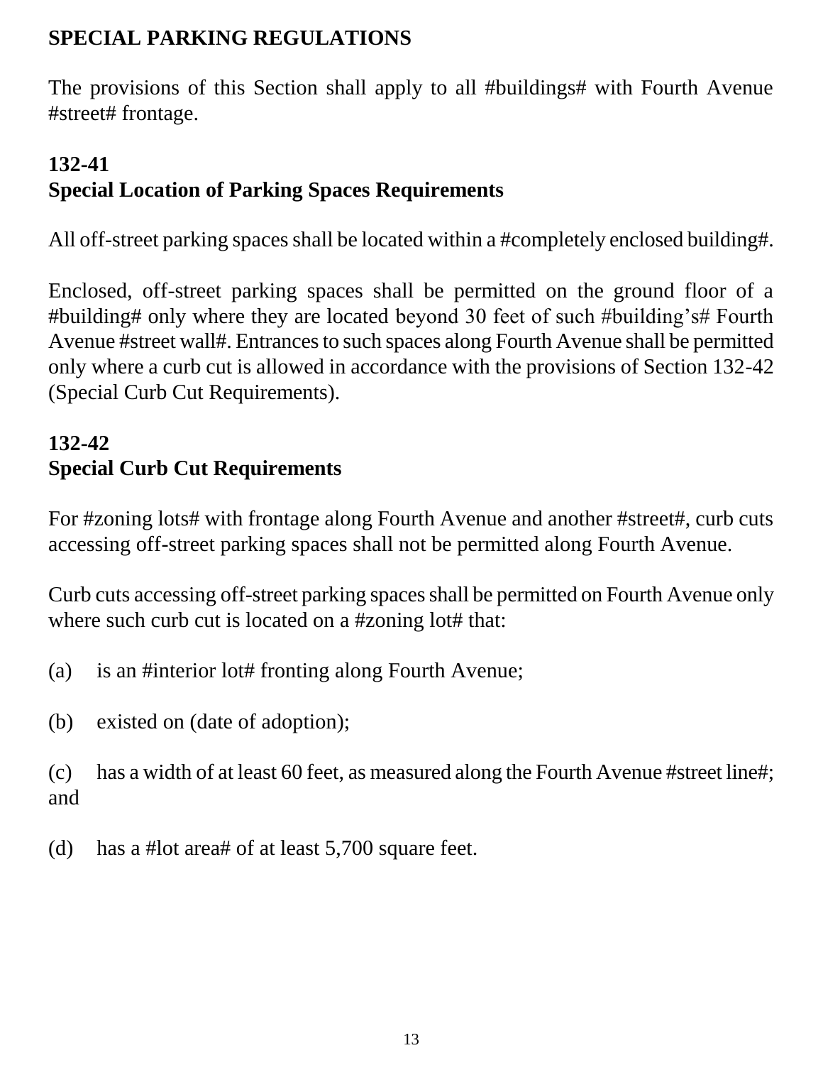## SPECIAL PARKING REGULATIONS

The provisions of this Section shall apply to all #buildings# with Fourth Avenue #street# frontage.

### 132-41
### Special Location of Parking Spaces Requirements

All off-street parking spaces shall be located within a #completely enclosed building#.

Enclosed, off-street parking spaces shall be permitted on the ground floor of a #building# only where they are located beyond 30 feet of such #building's# Fourth Avenue #street wall#. Entrances to such spaces along Fourth Avenue shall be permitted only where a curb cut is allowed in accordance with the provisions of Section 132-42 (Special Curb Cut Requirements).

### 132-42
### Special Curb Cut Requirements

For #zoning lots# with frontage along Fourth Avenue and another #street#, curb cuts accessing off-street parking spaces shall not be permitted along Fourth Avenue.

Curb cuts accessing off-street parking spaces shall be permitted on Fourth Avenue only where such curb cut is located on a #zoning lot# that:

(a) is an #interior lot# fronting along Fourth Avenue;

(b) existed on (date of adoption);

(c) has a width of at least 60 feet, as measured along the Fourth Avenue #street line#; and

(d) has a #lot area# of at least 5,700 square feet.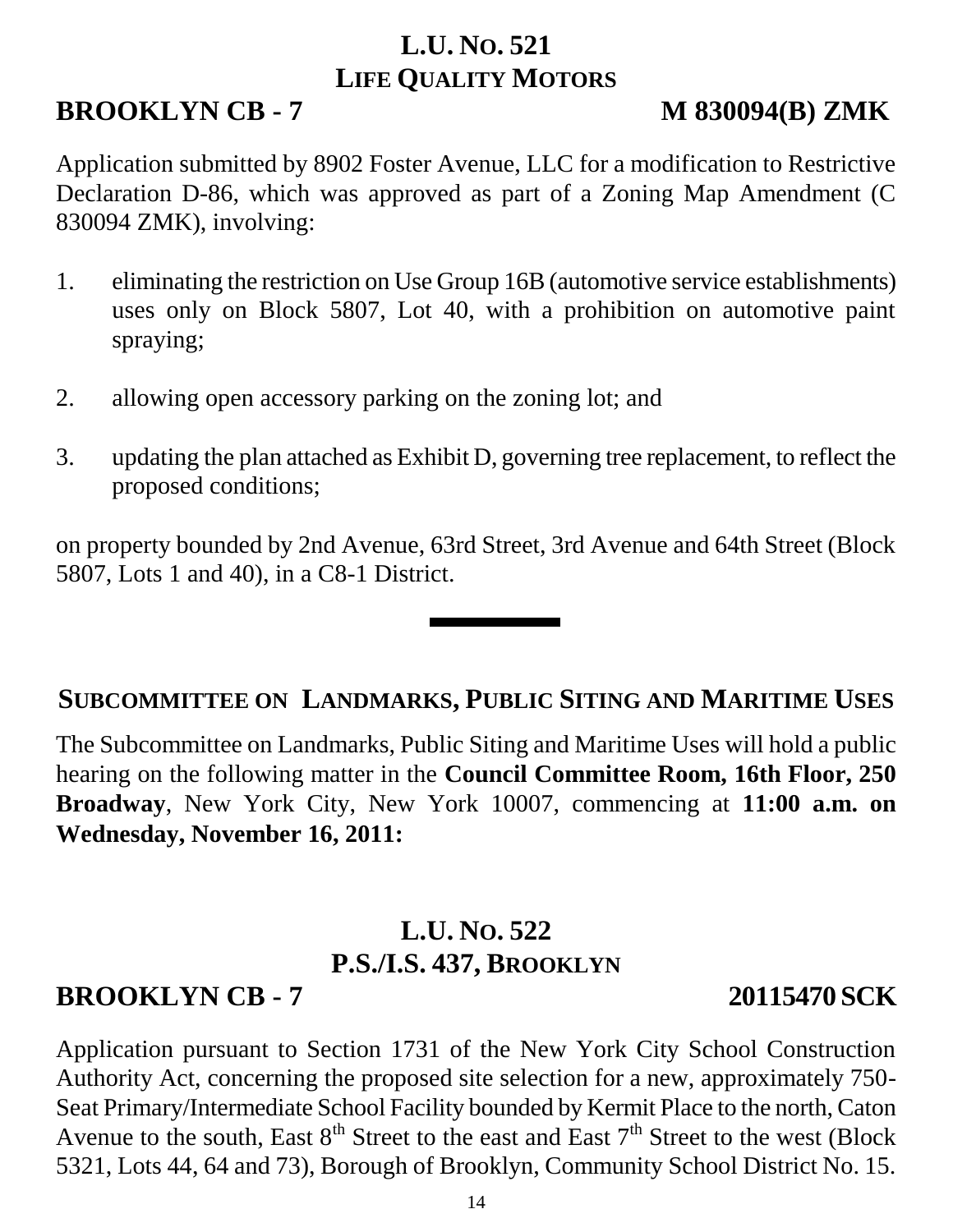## L.U. NO. 521
## LIFE QUALITY MOTORS

**BROOKLYN CB - 7** **M 830094(B) ZMK**

Application submitted by 8902 Foster Avenue, LLC for a modification to Restrictive Declaration D-86, which was approved as part of a Zoning Map Amendment (C 830094 ZMK), involving:

1. eliminating the restriction on Use Group 16B (automotive service establishments) uses only on Block 5807, Lot 40, with a prohibition on automotive paint spraying;

2. allowing open accessory parking on the zoning lot; and

3. updating the plan attached as Exhibit D, governing tree replacement, to reflect the proposed conditions;

on property bounded by 2nd Avenue, 63rd Street, 3rd Avenue and 64th Street (Block 5807, Lots 1 and 40), in a C8-1 District.

---

## SUBCOMMITTEE ON LANDMARKS, PUBLIC SITING AND MARITIME USES

The Subcommittee on Landmarks, Public Siting and Maritime Uses will hold a public hearing on the following matter in the **Council Committee Room, 16th Floor, 250 Broadway**, New York City, New York 10007, commencing at **11:00 a.m. on Wednesday, November 16, 2011:**

## L.U. NO. 522
## P.S./I.S. 437, BROOKLYN

**BROOKLYN CB - 7** **20115470 SCK**

Application pursuant to Section 1731 of the New York City School Construction Authority Act, concerning the proposed site selection for a new, approximately 750-Seat Primary/Intermediate School Facility bounded by Kermit Place to the north, Caton Avenue to the south, East 8th Street to the east and East 7th Street to the west (Block 5321, Lots 44, 64 and 73), Borough of Brooklyn, Community School District No. 15.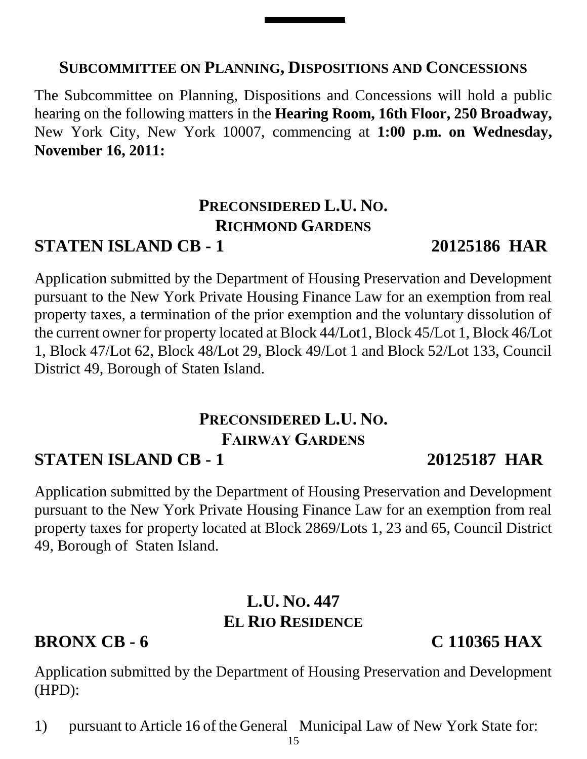## SUBCOMMITTEE ON PLANNING, DISPOSITIONS AND CONCESSIONS

The Subcommittee on Planning, Dispositions and Concessions will hold a public hearing on the following matters in the **Hearing Room, 16th Floor, 250 Broadway,** New York City, New York 10007, commencing at **1:00 p.m. on Wednesday, November 16, 2011:**

### PRECONSIDERED L.U. NO.
### RICHMOND GARDENS
### STATEN ISLAND CB - 1 20125186 HAR

Application submitted by the Department of Housing Preservation and Development pursuant to the New York Private Housing Finance Law for an exemption from real property taxes, a termination of the prior exemption and the voluntary dissolution of the current owner for property located at Block 44/Lot1, Block 45/Lot 1, Block 46/Lot 1, Block 47/Lot 62, Block 48/Lot 29, Block 49/Lot 1 and Block 52/Lot 133, Council District 49, Borough of Staten Island.

### PRECONSIDERED L.U. NO.
### FAIRWAY GARDENS
### STATEN ISLAND CB - 1 20125187 HAR

Application submitted by the Department of Housing Preservation and Development pursuant to the New York Private Housing Finance Law for an exemption from real property taxes for property located at Block 2869/Lots 1, 23 and 65, Council District 49, Borough of Staten Island.

### L.U. NO. 447
### EL RIO RESIDENCE
### BRONX CB - 6 C 110365 HAX

Application submitted by the Department of Housing Preservation and Development (HPD):

1) pursuant to Article 16 of the General Municipal Law of New York State for: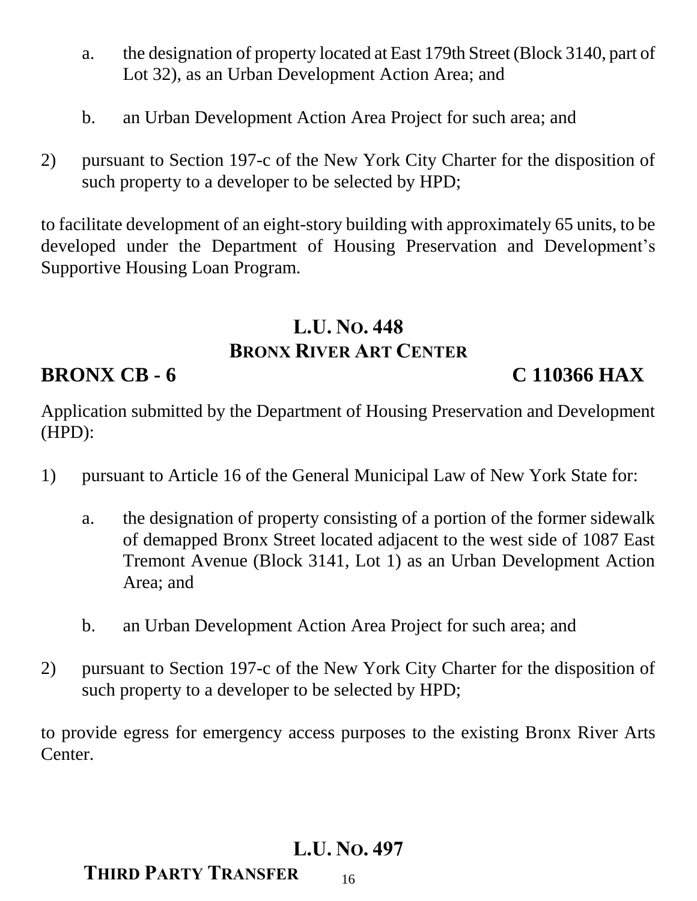a. the designation of property located at East 179th Street (Block 3140, part of Lot 32), as an Urban Development Action Area; and

b. an Urban Development Action Area Project for such area; and

2) pursuant to Section 197-c of the New York City Charter for the disposition of such property to a developer to be selected by HPD;

to facilitate development of an eight-story building with approximately 65 units, to be developed under the Department of Housing Preservation and Development's Supportive Housing Loan Program.

## L.U. No. 448
### Bronx River Art Center

**BRONX CB - 6** **C 110366 HAX**

Application submitted by the Department of Housing Preservation and Development (HPD):

1) pursuant to Article 16 of the General Municipal Law of New York State for:

   a. the designation of property consisting of a portion of the former sidewalk of demapped Bronx Street located adjacent to the west side of 1087 East Tremont Avenue (Block 3141, Lot 1) as an Urban Development Action Area; and

   b. an Urban Development Action Area Project for such area; and

2) pursuant to Section 197-c of the New York City Charter for the disposition of such property to a developer to be selected by HPD;

to provide egress for emergency access purposes to the existing Bronx River Arts Center.

## L.U. No. 497
### Third Party Transfer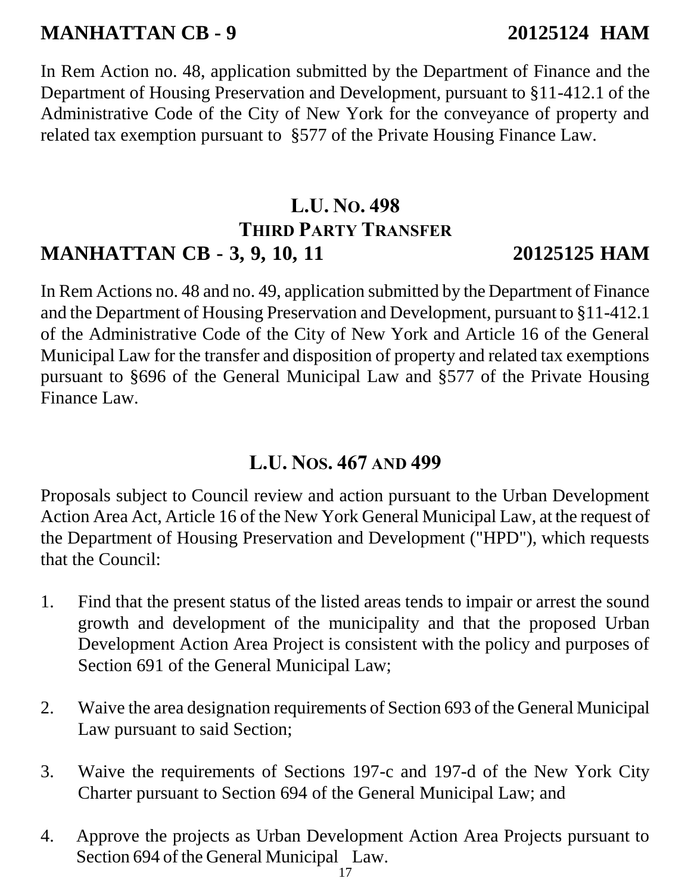**MANHATTAN CB - 9 20125124 HAM**

In Rem Action no. 48, application submitted by the Department of Finance and the Department of Housing Preservation and Development, pursuant to §11-412.1 of the Administrative Code of the City of New York for the conveyance of property and related tax exemption pursuant to §577 of the Private Housing Finance Law.

## L.U. No. 498
## Third Party Transfer

**MANHATTAN CB - 3, 9, 10, 11 20125125 HAM**

In Rem Actions no. 48 and no. 49, application submitted by the Department of Finance and the Department of Housing Preservation and Development, pursuant to §11-412.1 of the Administrative Code of the City of New York and Article 16 of the General Municipal Law for the transfer and disposition of property and related tax exemptions pursuant to §696 of the General Municipal Law and §577 of the Private Housing Finance Law.

## L.U. Nos. 467 and 499

Proposals subject to Council review and action pursuant to the Urban Development Action Area Act, Article 16 of the New York General Municipal Law, at the request of the Department of Housing Preservation and Development ("HPD"), which requests that the Council:

1. Find that the present status of the listed areas tends to impair or arrest the sound growth and development of the municipality and that the proposed Urban Development Action Area Project is consistent with the policy and purposes of Section 691 of the General Municipal Law;

2. Waive the area designation requirements of Section 693 of the General Municipal Law pursuant to said Section;

3. Waive the requirements of Sections 197-c and 197-d of the New York City Charter pursuant to Section 694 of the General Municipal Law; and

4. Approve the projects as Urban Development Action Area Projects pursuant to Section 694 of the General Municipal Law.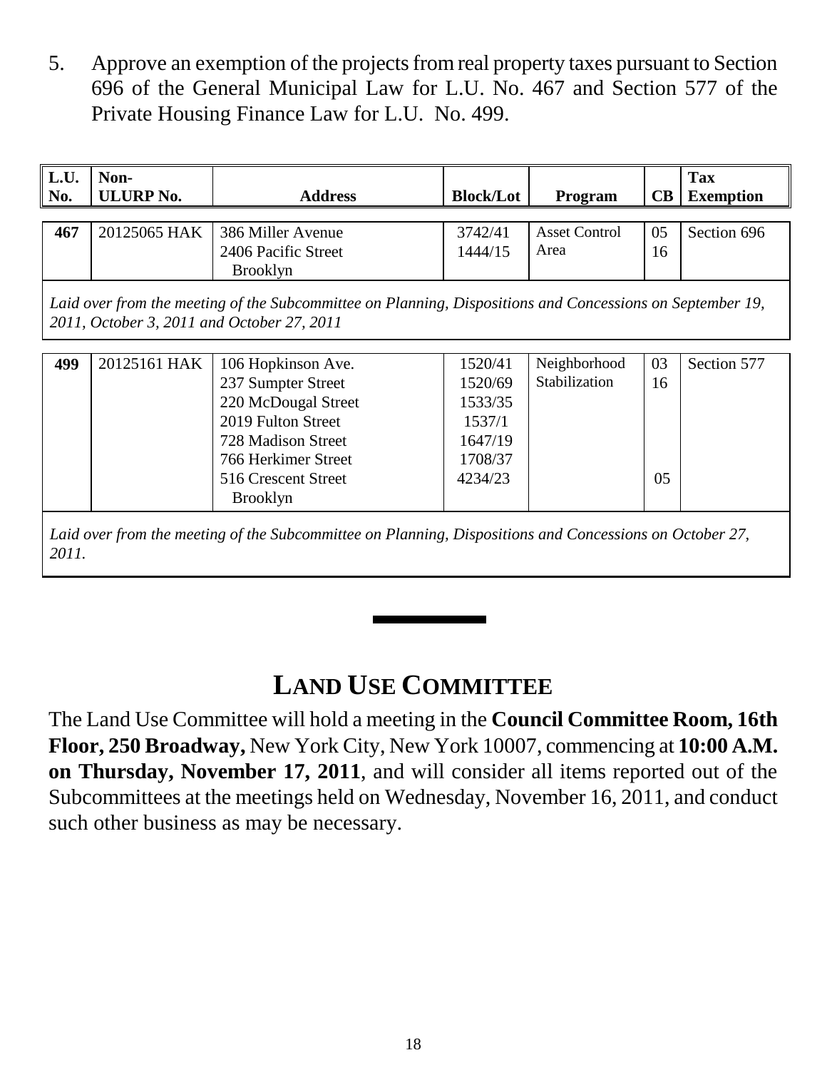5. Approve an exemption of the projects from real property taxes pursuant to Section 696 of the General Municipal Law for L.U. No. 467 and Section 577 of the Private Housing Finance Law for L.U. No. 499.

| L.U. No. | Non-ULURP No. | Address | Block/Lot | Program | CB | Tax Exemption |
|---|---|---|---|---|---|---|
| **467** | 20125065 HAK | 386 Miller Avenue<br>2406 Pacific Street<br>Brooklyn | 3742/41<br>1444/15 | Asset Control Area | 05<br>16 | Section 696 |
| *Laid over from the meeting of the Subcommittee on Planning, Dispositions and Concessions on September 19, 2011, October 3, 2011 and October 27, 2011* | | | | | | |
| **499** | 20125161 HAK | 106 Hopkinson Ave.<br>237 Sumpter Street<br>220 McDougal Street<br>2019 Fulton Street<br>728 Madison Street<br>766 Herkimer Street<br>516 Crescent Street<br>Brooklyn | 1520/41<br>1520/69<br>1533/35<br>1537/1<br>1647/19<br>1708/37<br>4234/23 | Neighborhood Stabilization | 03<br>16<br><br><br><br><br>05 | Section 577 |
| *Laid over from the meeting of the Subcommittee on Planning, Dispositions and Concessions on October 27, 2011.* | | | | | | |

## LAND USE COMMITTEE

The Land Use Committee will hold a meeting in the **Council Committee Room, 16th Floor, 250 Broadway,** New York City, New York 10007, commencing at **10:00 A.M. on Thursday, November 17, 2011**, and will consider all items reported out of the Subcommittees at the meetings held on Wednesday, November 16, 2011, and conduct such other business as may be necessary.